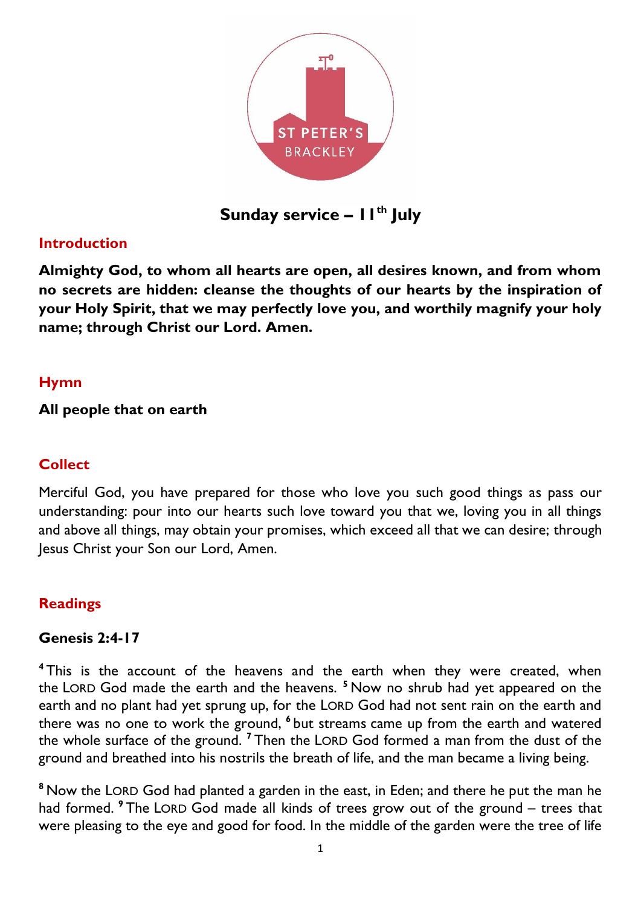ST PETER'S BRACKLEY

# Sunday service – 11th July

## Introduction

**Almighty God, to whom all hearts are open, all desires known, and from whom no secrets are hidden: cleanse the thoughts of our hearts by the inspiration of your Holy Spirit, that we may perfectly love you, and worthily magnify your holy name; through Christ our Lord. Amen.**

## Hymn

**All people that on earth**

## Collect

Merciful God, you have prepared for those who love you such good things as pass our understanding: pour into our hearts such love toward you that we, loving you in all things and above all things, may obtain your promises, which exceed all that we can desire; through Jesus Christ your Son our Lord, Amen.

## Readings

### Genesis 2:4-17

**4** This is the account of the heavens and the earth when they were created, when the LORD God made the earth and the heavens. **5** Now no shrub had yet appeared on the earth and no plant had yet sprung up, for the LORD God had not sent rain on the earth and there was no one to work the ground, **6** but streams came up from the earth and watered the whole surface of the ground. **7** Then the LORD God formed a man from the dust of the ground and breathed into his nostrils the breath of life, and the man became a living being.

**8** Now the LORD God had planted a garden in the east, in Eden; and there he put the man he had formed. **9** The LORD God made all kinds of trees grow out of the ground – trees that were pleasing to the eye and good for food. In the middle of the garden were the tree of life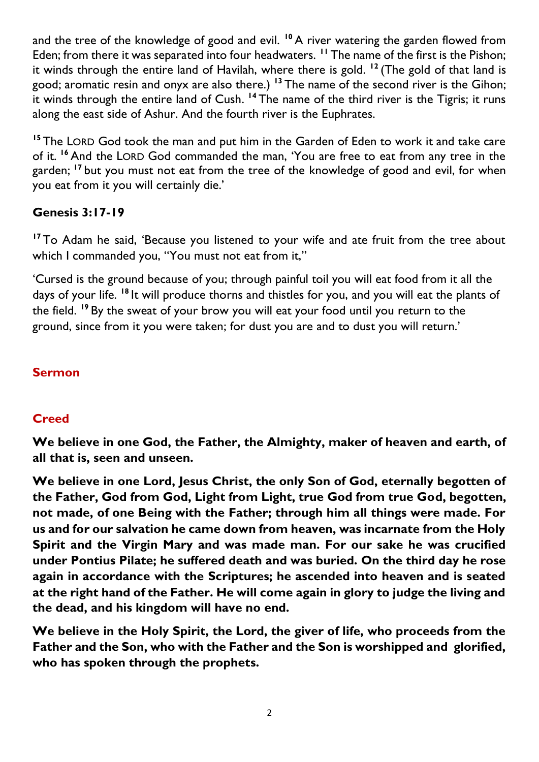and the tree of the knowledge of good and evil. [10] A river watering the garden flowed from Eden; from there it was separated into four headwaters. [11] The name of the first is the Pishon; it winds through the entire land of Havilah, where there is gold. [12] (The gold of that land is good; aromatic resin and onyx are also there.) [13] The name of the second river is the Gihon; it winds through the entire land of Cush. [14] The name of the third river is the Tigris; it runs along the east side of Ashur. And the fourth river is the Euphrates.

[15] The LORD God took the man and put him in the Garden of Eden to work it and take care of it. [16] And the LORD God commanded the man, 'You are free to eat from any tree in the garden; [17] but you must not eat from the tree of the knowledge of good and evil, for when you eat from it you will certainly die.'

**Genesis 3:17-19**

[17] To Adam he said, 'Because you listened to your wife and ate fruit from the tree about which I commanded you, "You must not eat from it,"

'Cursed is the ground because of you; through painful toil you will eat food from it all the days of your life. [18] It will produce thorns and thistles for you, and you will eat the plants of the field. [19] By the sweat of your brow you will eat your food until you return to the ground, since from it you were taken; for dust you are and to dust you will return.'

## Sermon

## Creed

**We believe in one God, the Father, the Almighty, maker of heaven and earth, of all that is, seen and unseen.**

**We believe in one Lord, Jesus Christ, the only Son of God, eternally begotten of the Father, God from God, Light from Light, true God from true God, begotten, not made, of one Being with the Father; through him all things were made. For us and for our salvation he came down from heaven, was incarnate from the Holy Spirit and the Virgin Mary and was made man. For our sake he was crucified under Pontius Pilate; he suffered death and was buried. On the third day he rose again in accordance with the Scriptures; he ascended into heaven and is seated at the right hand of the Father. He will come again in glory to judge the living and the dead, and his kingdom will have no end.**

**We believe in the Holy Spirit, the Lord, the giver of life, who proceeds from the Father and the Son, who with the Father and the Son is worshipped and glorified, who has spoken through the prophets.**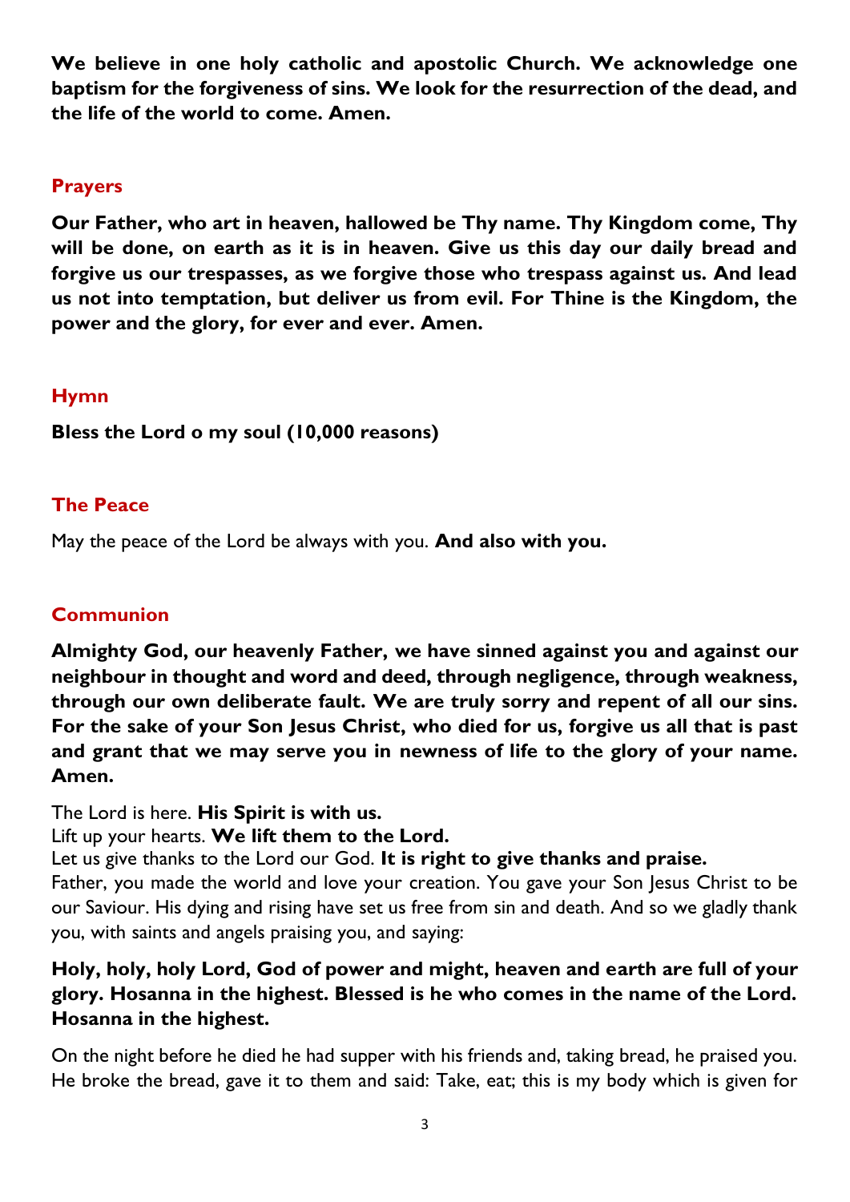**We believe in one holy catholic and apostolic Church. We acknowledge one baptism for the forgiveness of sins. We look for the resurrection of the dead, and the life of the world to come. Amen.**

## Prayers

**Our Father, who art in heaven, hallowed be Thy name. Thy Kingdom come, Thy will be done, on earth as it is in heaven. Give us this day our daily bread and forgive us our trespasses, as we forgive those who trespass against us. And lead us not into temptation, but deliver us from evil. For Thine is the Kingdom, the power and the glory, for ever and ever. Amen.**

## Hymn

**Bless the Lord o my soul (10,000 reasons)**

## The Peace

May the peace of the Lord be always with you. **And also with you.**

## Communion

**Almighty God, our heavenly Father, we have sinned against you and against our neighbour in thought and word and deed, through negligence, through weakness, through our own deliberate fault. We are truly sorry and repent of all our sins. For the sake of your Son Jesus Christ, who died for us, forgive us all that is past and grant that we may serve you in newness of life to the glory of your name. Amen.**

The Lord is here. **His Spirit is with us.**
Lift up your hearts. **We lift them to the Lord.**
Let us give thanks to the Lord our God. **It is right to give thanks and praise.**
Father, you made the world and love your creation. You gave your Son Jesus Christ to be our Saviour. His dying and rising have set us free from sin and death. And so we gladly thank you, with saints and angels praising you, and saying:

**Holy, holy, holy Lord, God of power and might, heaven and earth are full of your glory. Hosanna in the highest. Blessed is he who comes in the name of the Lord. Hosanna in the highest.**

On the night before he died he had supper with his friends and, taking bread, he praised you. He broke the bread, gave it to them and said: Take, eat; this is my body which is given for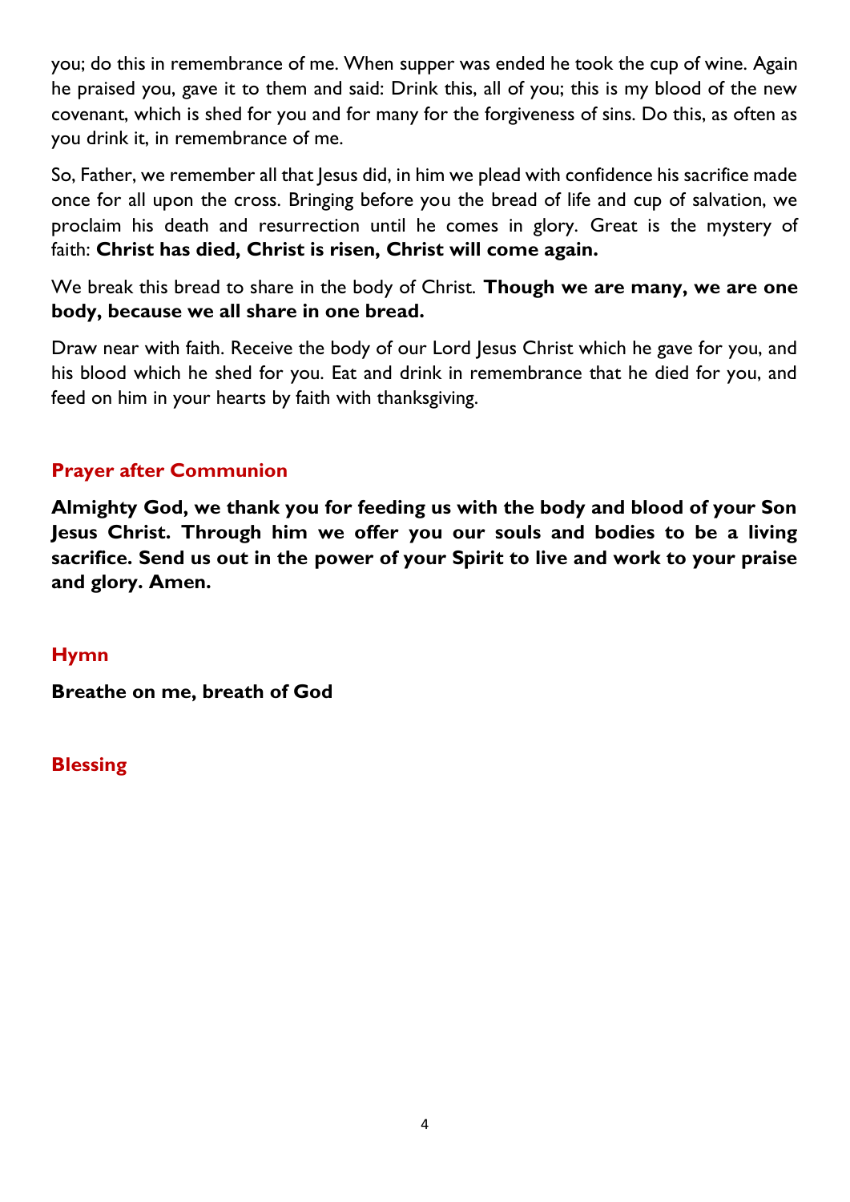you; do this in remembrance of me. When supper was ended he took the cup of wine. Again he praised you, gave it to them and said: Drink this, all of you; this is my blood of the new covenant, which is shed for you and for many for the forgiveness of sins. Do this, as often as you drink it, in remembrance of me.

So, Father, we remember all that Jesus did, in him we plead with confidence his sacrifice made once for all upon the cross. Bringing before you the bread of life and cup of salvation, we proclaim his death and resurrection until he comes in glory. Great is the mystery of faith: **Christ has died, Christ is risen, Christ will come again.**

We break this bread to share in the body of Christ. **Though we are many, we are one body, because we all share in one bread.**

Draw near with faith. Receive the body of our Lord Jesus Christ which he gave for you, and his blood which he shed for you. Eat and drink in remembrance that he died for you, and feed on him in your hearts by faith with thanksgiving.

## Prayer after Communion

**Almighty God, we thank you for feeding us with the body and blood of your Son Jesus Christ. Through him we offer you our souls and bodies to be a living sacrifice. Send us out in the power of your Spirit to live and work to your praise and glory. Amen.**

## Hymn

**Breathe on me, breath of God**

## Blessing